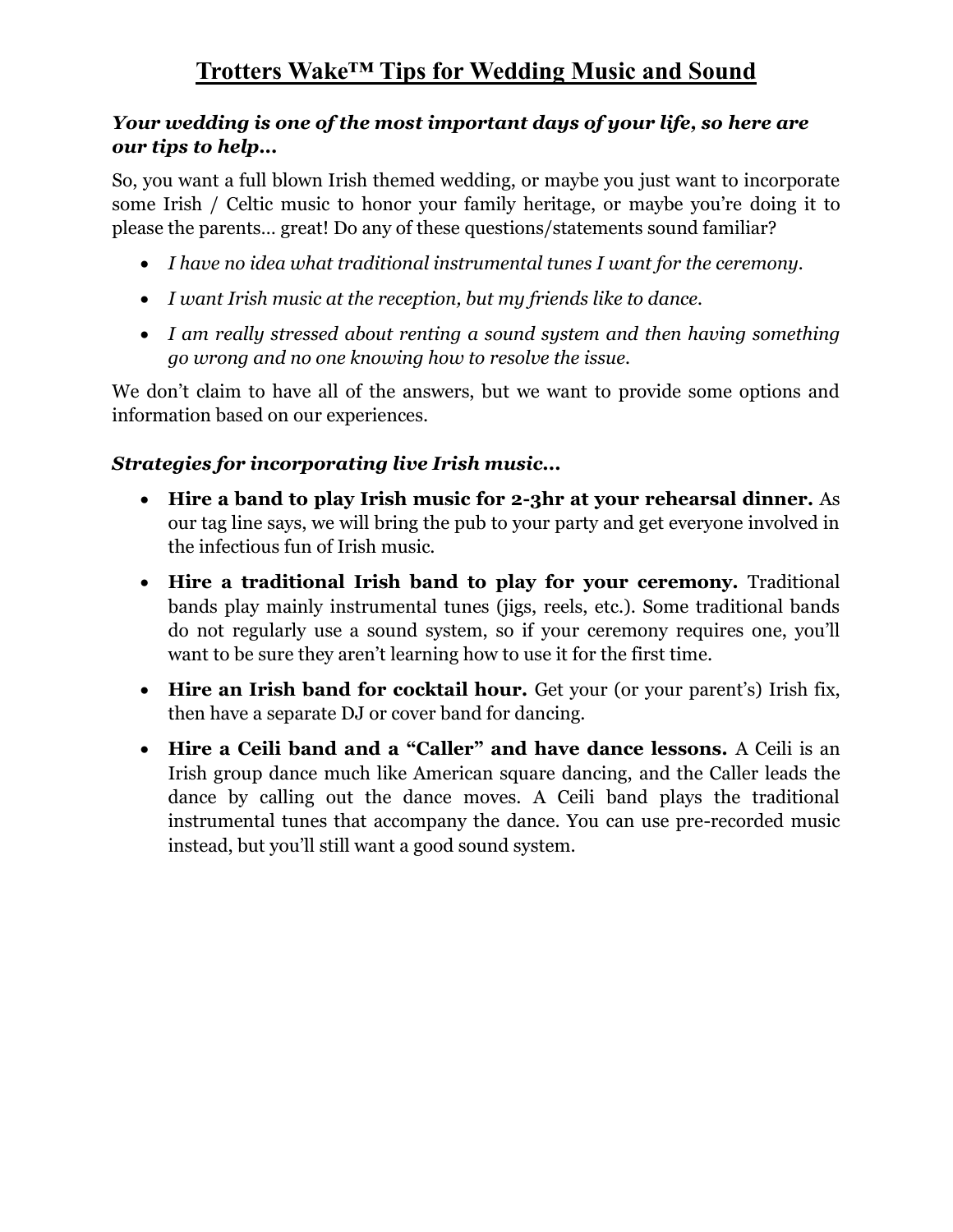# Trotters Wake™ Tips for Wedding Music and Sound

***Your wedding is one of the most important days of your life, so here are our tips to help…***

So, you want a full blown Irish themed wedding, or maybe you just want to incorporate some Irish / Celtic music to honor your family heritage, or maybe you're doing it to please the parents… great! Do any of these questions/statements sound familiar?

- *I have no idea what traditional instrumental tunes I want for the ceremony.*
- *I want Irish music at the reception, but my friends like to dance.*
- *I am really stressed about renting a sound system and then having something go wrong and no one knowing how to resolve the issue.*

We don't claim to have all of the answers, but we want to provide some options and information based on our experiences.

***Strategies for incorporating live Irish music…***

- **Hire a band to play Irish music for 2-3hr at your rehearsal dinner.** As our tag line says, we will bring the pub to your party and get everyone involved in the infectious fun of Irish music.
- **Hire a traditional Irish band to play for your ceremony.** Traditional bands play mainly instrumental tunes (jigs, reels, etc.). Some traditional bands do not regularly use a sound system, so if your ceremony requires one, you'll want to be sure they aren't learning how to use it for the first time.
- **Hire an Irish band for cocktail hour.** Get your (or your parent's) Irish fix, then have a separate DJ or cover band for dancing.
- **Hire a Ceili band and a "Caller" and have dance lessons.** A Ceili is an Irish group dance much like American square dancing, and the Caller leads the dance by calling out the dance moves. A Ceili band plays the traditional instrumental tunes that accompany the dance. You can use pre-recorded music instead, but you'll still want a good sound system.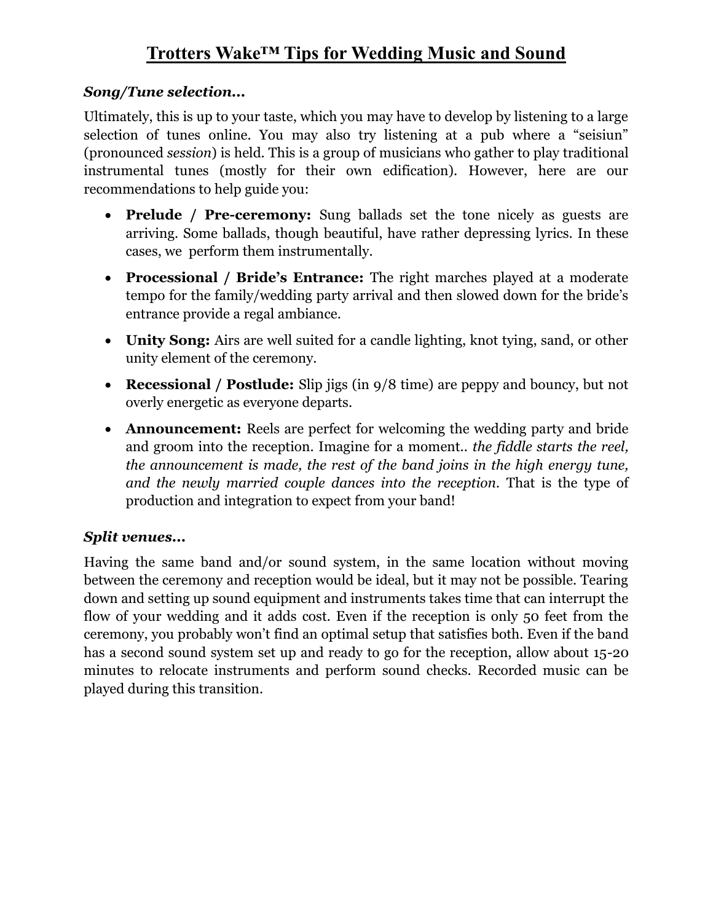# Trotters Wake™ Tips for Wedding Music and Sound

***Song/Tune selection…***

Ultimately, this is up to your taste, which you may have to develop by listening to a large selection of tunes online. You may also try listening at a pub where a "seisiun" (pronounced *session*) is held. This is a group of musicians who gather to play traditional instrumental tunes (mostly for their own edification). However, here are our recommendations to help guide you:

- **Prelude / Pre-ceremony:** Sung ballads set the tone nicely as guests are arriving. Some ballads, though beautiful, have rather depressing lyrics. In these cases, we perform them instrumentally.
- **Processional / Bride's Entrance:** The right marches played at a moderate tempo for the family/wedding party arrival and then slowed down for the bride's entrance provide a regal ambiance.
- **Unity Song:** Airs are well suited for a candle lighting, knot tying, sand, or other unity element of the ceremony.
- **Recessional / Postlude:** Slip jigs (in 9/8 time) are peppy and bouncy, but not overly energetic as everyone departs.
- **Announcement:** Reels are perfect for welcoming the wedding party and bride and groom into the reception. Imagine for a moment.. *the fiddle starts the reel, the announcement is made, the rest of the band joins in the high energy tune, and the newly married couple dances into the reception*. That is the type of production and integration to expect from your band!

***Split venues…***

Having the same band and/or sound system, in the same location without moving between the ceremony and reception would be ideal, but it may not be possible. Tearing down and setting up sound equipment and instruments takes time that can interrupt the flow of your wedding and it adds cost. Even if the reception is only 50 feet from the ceremony, you probably won't find an optimal setup that satisfies both. Even if the band has a second sound system set up and ready to go for the reception, allow about 15-20 minutes to relocate instruments and perform sound checks. Recorded music can be played during this transition.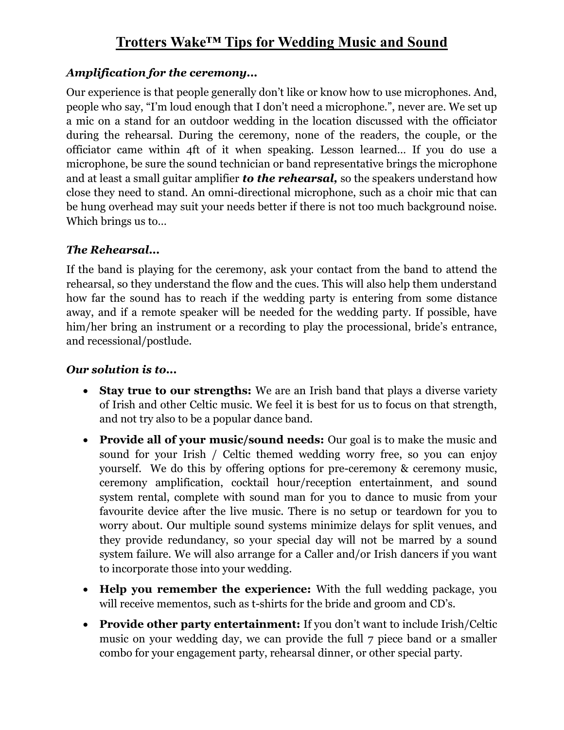# Trotters Wake™ Tips for Wedding Music and Sound

### *Amplification for the ceremony…*

Our experience is that people generally don't like or know how to use microphones. And, people who say, "I'm loud enough that I don't need a microphone.", never are. We set up a mic on a stand for an outdoor wedding in the location discussed with the officiator during the rehearsal. During the ceremony, none of the readers, the couple, or the officiator came within 4ft of it when speaking. Lesson learned… If you do use a microphone, be sure the sound technician or band representative brings the microphone and at least a small guitar amplifier ***to the rehearsal,*** so the speakers understand how close they need to stand. An omni-directional microphone, such as a choir mic that can be hung overhead may suit your needs better if there is not too much background noise. Which brings us to…

### *The Rehearsal…*

If the band is playing for the ceremony, ask your contact from the band to attend the rehearsal, so they understand the flow and the cues. This will also help them understand how far the sound has to reach if the wedding party is entering from some distance away, and if a remote speaker will be needed for the wedding party. If possible, have him/her bring an instrument or a recording to play the processional, bride's entrance, and recessional/postlude.

### *Our solution is to…*

- **Stay true to our strengths:** We are an Irish band that plays a diverse variety of Irish and other Celtic music. We feel it is best for us to focus on that strength, and not try also to be a popular dance band.
- **Provide all of your music/sound needs:** Our goal is to make the music and sound for your Irish / Celtic themed wedding worry free, so you can enjoy yourself. We do this by offering options for pre-ceremony & ceremony music, ceremony amplification, cocktail hour/reception entertainment, and sound system rental, complete with sound man for you to dance to music from your favourite device after the live music. There is no setup or teardown for you to worry about. Our multiple sound systems minimize delays for split venues, and they provide redundancy, so your special day will not be marred by a sound system failure. We will also arrange for a Caller and/or Irish dancers if you want to incorporate those into your wedding.
- **Help you remember the experience:** With the full wedding package, you will receive mementos, such as t-shirts for the bride and groom and CD's.
- **Provide other party entertainment:** If you don't want to include Irish/Celtic music on your wedding day, we can provide the full 7 piece band or a smaller combo for your engagement party, rehearsal dinner, or other special party.